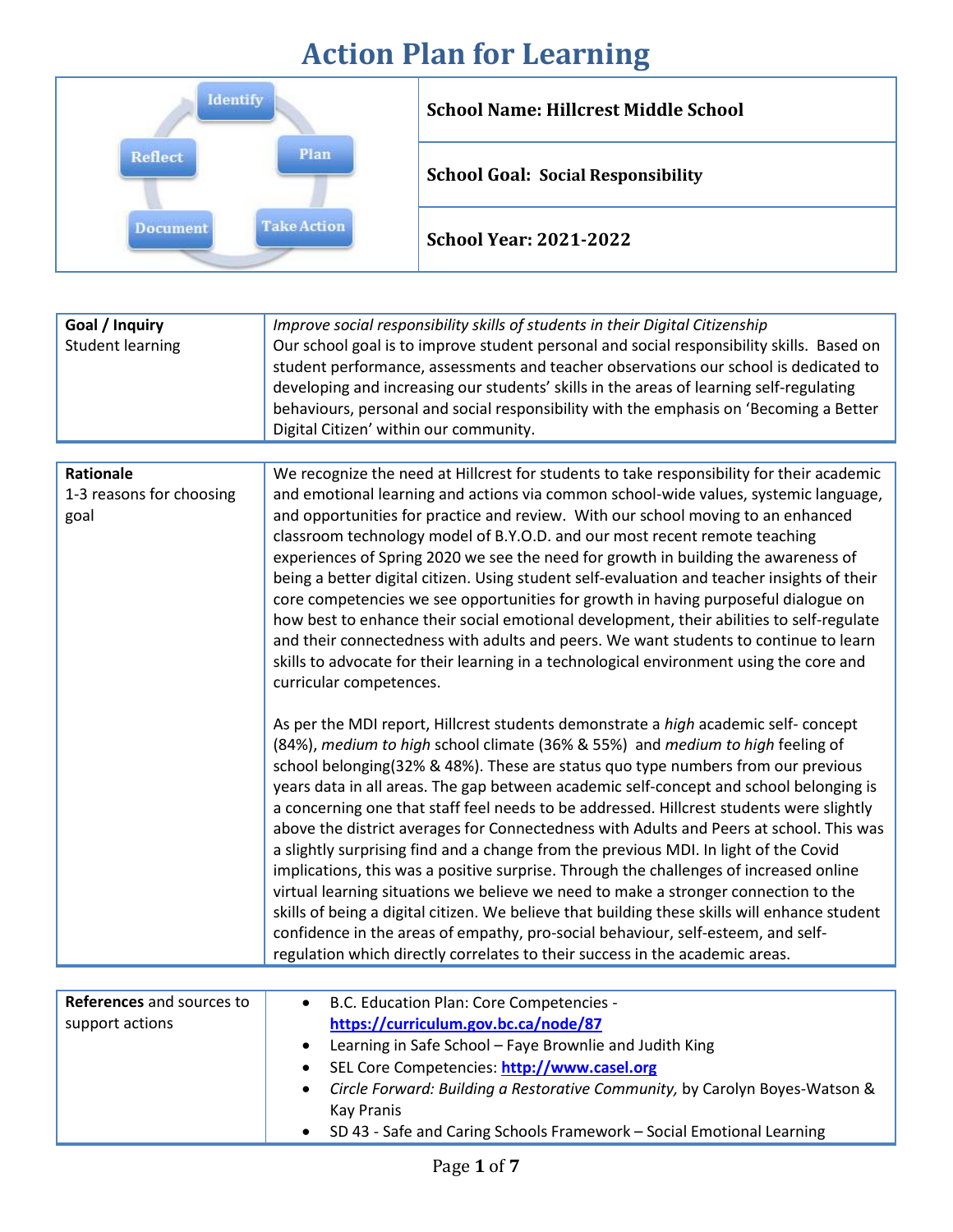# Action Plan for Learning

| | |
|---|---|
| Identify → Plan → Take Action → Document → Reflect | **School Name: Hillcrest Middle School** |
| | **School Goal: Social Responsibility** |
| | **School Year: 2021-2022** |

| | |
|---|---|
| **Goal / Inquiry**<br>Student learning | *Improve social responsibility skills of students in their Digital Citizenship*<br>Our school goal is to improve student personal and social responsibility skills. Based on student performance, assessments and teacher observations our school is dedicated to developing and increasing our students' skills in the areas of learning self-regulating behaviours, personal and social responsibility with the emphasis on 'Becoming a Better Digital Citizen' within our community. |

| | |
|---|---|
| **Rationale**<br>1-3 reasons for choosing goal | We recognize the need at Hillcrest for students to take responsibility for their academic and emotional learning and actions via common school-wide values, systemic language, and opportunities for practice and review. With our school moving to an enhanced classroom technology model of B.Y.O.D. and our most recent remote teaching experiences of Spring 2020 we see the need for growth in building the awareness of being a better digital citizen. Using student self-evaluation and teacher insights of their core competencies we see opportunities for growth in having purposeful dialogue on how best to enhance their social emotional development, their abilities to self-regulate and their connectedness with adults and peers. We want students to continue to learn skills to advocate for their learning in a technological environment using the core and curricular competences.<br><br>As per the MDI report, Hillcrest students demonstrate a *high* academic self- concept (84%), *medium to high* school climate (36% & 55%) and *medium to high* feeling of school belonging(32% & 48%). These are status quo type numbers from our previous years data in all areas. The gap between academic self-concept and school belonging is a concerning one that staff feel needs to be addressed. Hillcrest students were slightly above the district averages for Connectedness with Adults and Peers at school. This was a slightly surprising find and a change from the previous MDI. In light of the Covid implications, this was a positive surprise. Through the challenges of increased online virtual learning situations we believe we need to make a stronger connection to the skills of being a digital citizen. We believe that building these skills will enhance student confidence in the areas of empathy, pro-social behaviour, self-esteem, and self-regulation which directly correlates to their success in the academic areas. |

| | |
|---|---|
| **References** and sources to support actions | • B.C. Education Plan: Core Competencies - **https://curriculum.gov.bc.ca/node/87**<br>• Learning in Safe School – Faye Brownlie and Judith King<br>• SEL Core Competencies: **http://www.casel.org**<br>• *Circle Forward: Building a Restorative Community,* by Carolyn Boyes-Watson & Kay Pranis<br>• SD 43 - Safe and Caring Schools Framework – Social Emotional Learning |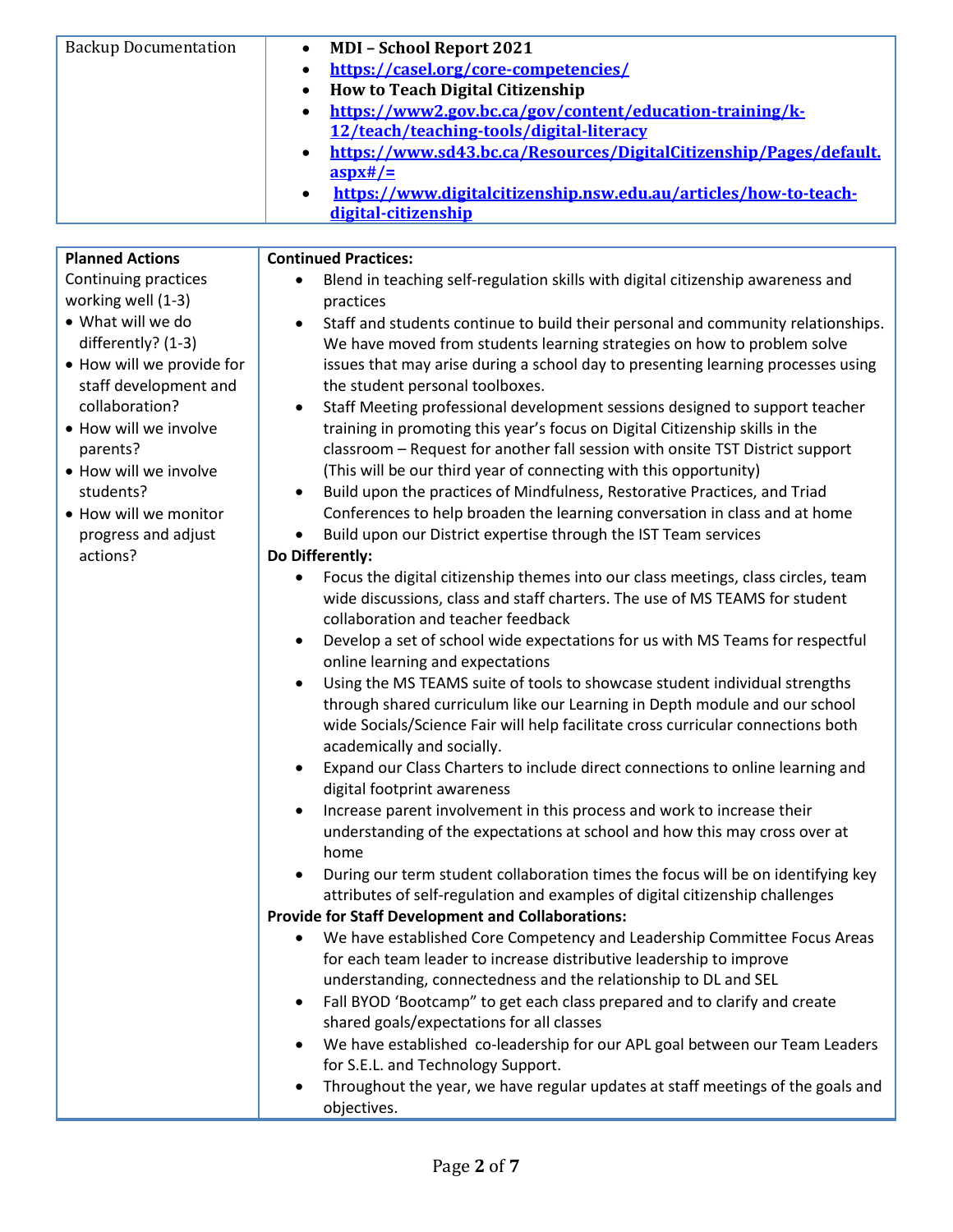| Backup Documentation | <ul><li>**MDI – School Report 2021**</li><li>**https://casel.org/core-competencies/**</li><li>**How to Teach Digital Citizenship**</li><li>**https://www2.gov.bc.ca/gov/content/education-training/k-12/teach/teaching-tools/digital-literacy**</li><li>**https://www.sd43.bc.ca/Resources/DigitalCitizenship/Pages/default.aspx#/=**</li><li>**https://www.digitalcitizenship.nsw.edu.au/articles/how-to-teach-digital-citizenship**</li></ul> |
|---|---|

| **Planned Actions**<br>Continuing practices working well (1-3)<br>• What will we do differently? (1-3)<br>• How will we provide for staff development and collaboration?<br>• How will we involve parents?<br>• How will we involve students?<br>• How will we monitor progress and adjust actions? | **Continued Practices:**<ul><li>Blend in teaching self-regulation skills with digital citizenship awareness and practices</li><li>Staff and students continue to build their personal and community relationships. We have moved from students learning strategies on how to problem solve issues that may arise during a school day to presenting learning processes using the student personal toolboxes.</li><li>Staff Meeting professional development sessions designed to support teacher training in promoting this year's focus on Digital Citizenship skills in the classroom – Request for another fall session with onsite TST District support (This will be our third year of connecting with this opportunity)</li><li>Build upon the practices of Mindfulness, Restorative Practices, and Triad Conferences to help broaden the learning conversation in class and at home</li><li>Build upon our District expertise through the IST Team services</li></ul>**Do Differently:**<ul><li>Focus the digital citizenship themes into our class meetings, class circles, team wide discussions, class and staff charters. The use of MS TEAMS for student collaboration and teacher feedback</li><li>Develop a set of school wide expectations for us with MS Teams for respectful online learning and expectations</li><li>Using the MS TEAMS suite of tools to showcase student individual strengths through shared curriculum like our Learning in Depth module and our school wide Socials/Science Fair will help facilitate cross curricular connections both academically and socially.</li><li>Expand our Class Charters to include direct connections to online learning and digital footprint awareness</li><li>Increase parent involvement in this process and work to increase their understanding of the expectations at school and how this may cross over at home</li><li>During our term student collaboration times the focus will be on identifying key attributes of self-regulation and examples of digital citizenship challenges</li></ul>**Provide for Staff Development and Collaborations:**<ul><li>We have established Core Competency and Leadership Committee Focus Areas for each team leader to increase distributive leadership to improve understanding, connectedness and the relationship to DL and SEL</li><li>Fall BYOD 'Bootcamp" to get each class prepared and to clarify and create shared goals/expectations for all classes</li><li>We have established co-leadership for our APL goal between our Team Leaders for S.E.L. and Technology Support.</li><li>Throughout the year, we have regular updates at staff meetings of the goals and objectives.</li></ul> |
|---|---|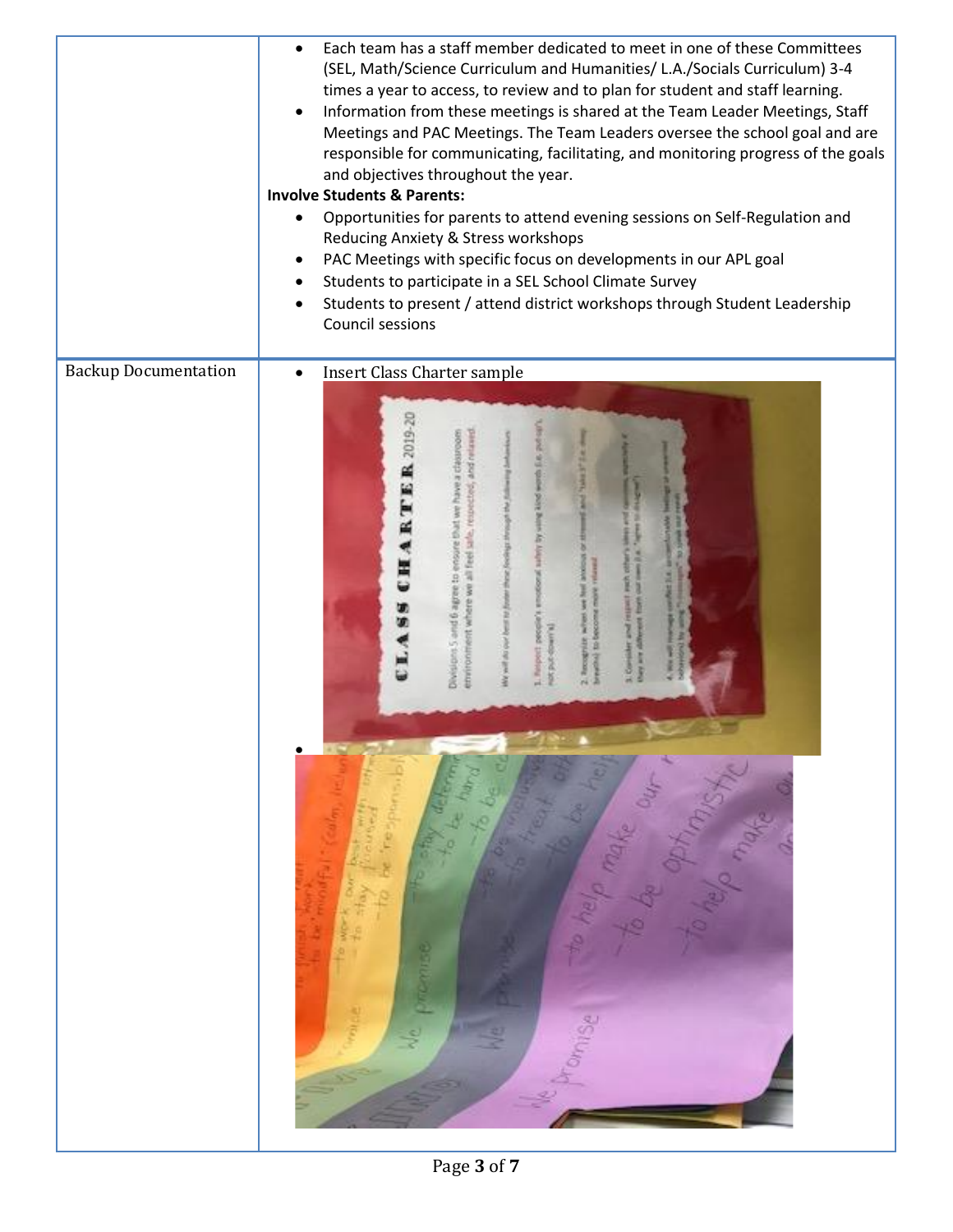| | |
|---|---|
| | • Each team has a staff member dedicated to meet in one of these Committees (SEL, Math/Science Curriculum and Humanities/ L.A./Socials Curriculum) 3-4 times a year to access, to review and to plan for student and staff learning.<br>• Information from these meetings is shared at the Team Leader Meetings, Staff Meetings and PAC Meetings. The Team Leaders oversee the school goal and are responsible for communicating, facilitating, and monitoring progress of the goals and objectives throughout the year.<br>**Involve Students & Parents:**<br>• Opportunities for parents to attend evening sessions on Self-Regulation and Reducing Anxiety & Stress workshops<br>• PAC Meetings with specific focus on developments in our APL goal<br>• Students to participate in a SEL School Climate Survey<br>• Students to present / attend district workshops through Student Leadership Council sessions |
| Backup Documentation | • Insert Class Charter sample<br>• |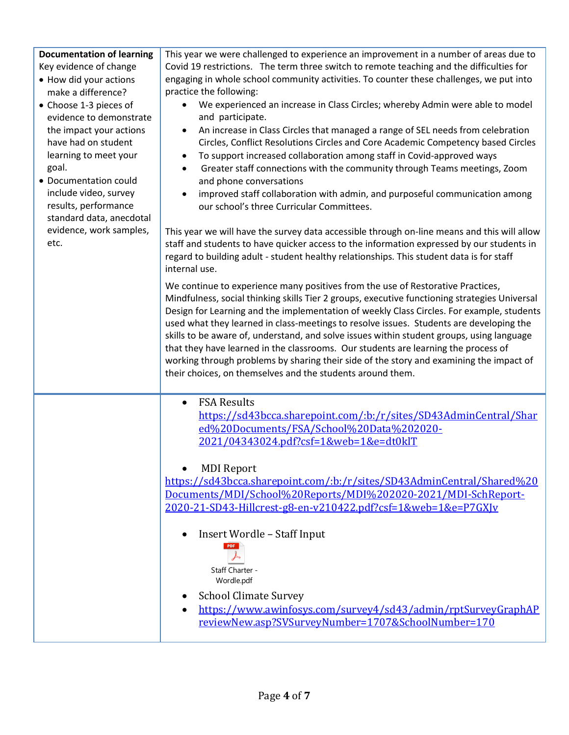| **Documentation of learning**<br>Key evidence of change<br>• How did your actions make a difference?<br>• Choose 1-3 pieces of evidence to demonstrate the impact your actions have had on student learning to meet your goal.<br>• Documentation could include video, survey results, performance standard data, anecdotal evidence, work samples, etc. | This year we were challenged to experience an improvement in a number of areas due to Covid 19 restrictions. The term three switch to remote teaching and the difficulties for engaging in whole school community activities. To counter these challenges, we put into practice the following:<br>• We experienced an increase in Class Circles; whereby Admin were able to model and participate.<br>• An increase in Class Circles that managed a range of SEL needs from celebration Circles, Conflict Resolutions Circles and Core Academic Competency based Circles<br>• To support increased collaboration among staff in Covid-approved ways<br>• Greater staff connections with the community through Teams meetings, Zoom and phone conversations<br>• improved staff collaboration with admin, and purposeful communication among our school's three Curricular Committees.<br><br>This year we will have the survey data accessible through on-line means and this will allow staff and students to have quicker access to the information expressed by our students in regard to building adult - student healthy relationships. This student data is for staff internal use.<br><br>We continue to experience many positives from the use of Restorative Practices, Mindfulness, social thinking skills Tier 2 groups, executive functioning strategies Universal Design for Learning and the implementation of weekly Class Circles. For example, students used what they learned in class-meetings to resolve issues. Students are developing the skills to be aware of, understand, and solve issues within student groups, using language that they have learned in the classrooms. Our students are learning the process of working through problems by sharing their side of the story and examining the impact of their choices, on themselves and the students around them. |
| --- | --- |
| | • FSA Results<br>https://sd43bcca.sharepoint.com/:b:/r/sites/SD43AdminCentral/Shared%20Documents/FSA/School%20Data%202020-2021/04343024.pdf?csf=1&web=1&e=dt0klT<br><br>• MDI Report<br>https://sd43bcca.sharepoint.com/:b:/r/sites/SD43AdminCentral/Shared%20Documents/MDI/School%20Reports/MDI%202020-2021/MDI-SchReport-2020-21-SD43-Hillcrest-g8-en-v210422.pdf?csf=1&web=1&e=P7GXJv<br><br>• Insert Wordle – Staff Input<br>Staff Charter - Wordle.pdf<br><br>• School Climate Survey<br>• https://www.awinfosys.com/survey4/sd43/admin/rptSurveyGraphAPreviewNew.asp?SVSurveyNumber=1707&SchoolNumber=170 |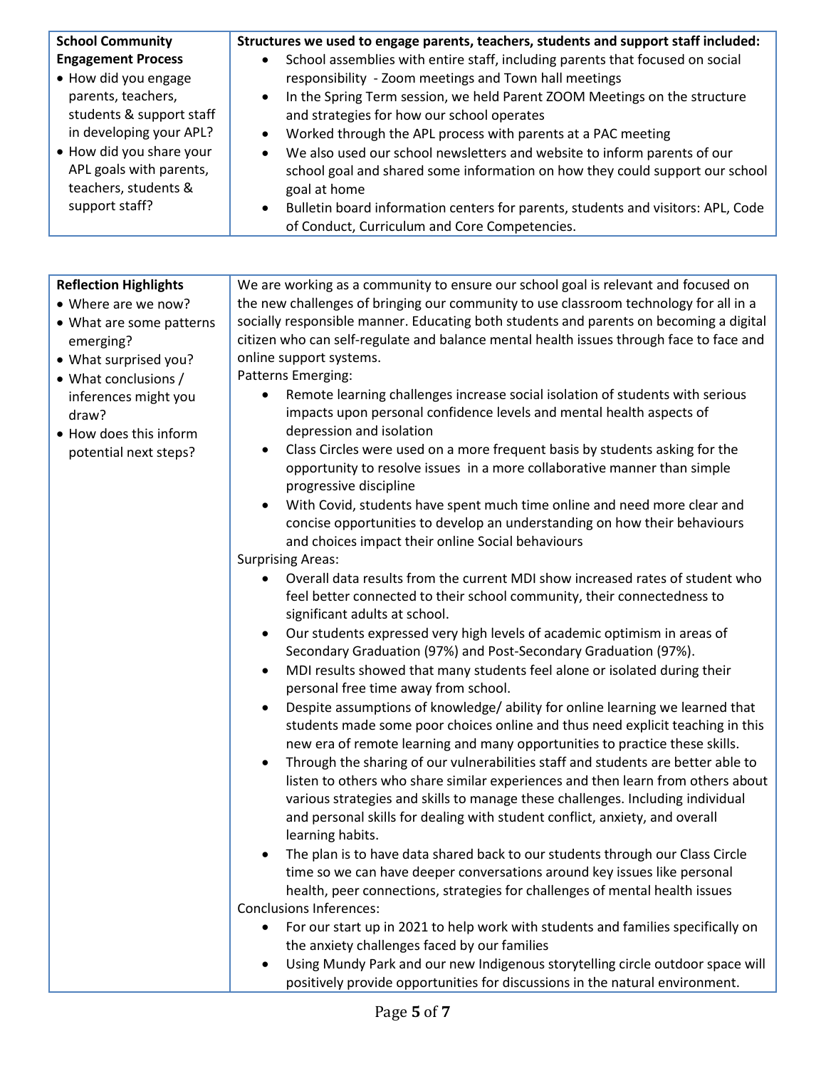| **School Community Engagement Process**<br>• How did you engage parents, teachers, students & support staff in developing your APL?<br>• How did you share your APL goals with parents, teachers, students & support staff? | **Structures we used to engage parents, teachers, students and support staff included:**<br>• School assemblies with entire staff, including parents that focused on social responsibility - Zoom meetings and Town hall meetings<br>• In the Spring Term session, we held Parent ZOOM Meetings on the structure and strategies for how our school operates<br>• Worked through the APL process with parents at a PAC meeting<br>• We also used our school newsletters and website to inform parents of our school goal and shared some information on how they could support our school goal at home<br>• Bulletin board information centers for parents, students and visitors: APL, Code of Conduct, Curriculum and Core Competencies. |
|---|---|

| **Reflection Highlights**<br>• Where are we now?<br>• What are some patterns emerging?<br>• What surprised you?<br>• What conclusions / inferences might you draw?<br>• How does this inform potential next steps? | We are working as a community to ensure our school goal is relevant and focused on the new challenges of bringing our community to use classroom technology for all in a socially responsible manner. Educating both students and parents on becoming a digital citizen who can self-regulate and balance mental health issues through face to face and online support systems.<br>Patterns Emerging:<br>• Remote learning challenges increase social isolation of students with serious impacts upon personal confidence levels and mental health aspects of depression and isolation<br>• Class Circles were used on a more frequent basis by students asking for the opportunity to resolve issues in a more collaborative manner than simple progressive discipline<br>• With Covid, students have spent much time online and need more clear and concise opportunities to develop an understanding on how their behaviours and choices impact their online Social behaviours<br>Surprising Areas:<br>• Overall data results from the current MDI show increased rates of student who feel better connected to their school community, their connectedness to significant adults at school.<br>• Our students expressed very high levels of academic optimism in areas of Secondary Graduation (97%) and Post-Secondary Graduation (97%).<br>• MDI results showed that many students feel alone or isolated during their personal free time away from school.<br>• Despite assumptions of knowledge/ ability for online learning we learned that students made some poor choices online and thus need explicit teaching in this new era of remote learning and many opportunities to practice these skills.<br>• Through the sharing of our vulnerabilities staff and students are better able to listen to others who share similar experiences and then learn from others about various strategies and skills to manage these challenges. Including individual and personal skills for dealing with student conflict, anxiety, and overall learning habits.<br>• The plan is to have data shared back to our students through our Class Circle time so we can have deeper conversations around key issues like personal health, peer connections, strategies for challenges of mental health issues<br>Conclusions Inferences:<br>• For our start up in 2021 to help work with students and families specifically on the anxiety challenges faced by our families<br>• Using Mundy Park and our new Indigenous storytelling circle outdoor space will positively provide opportunities for discussions in the natural environment. |
|---|---|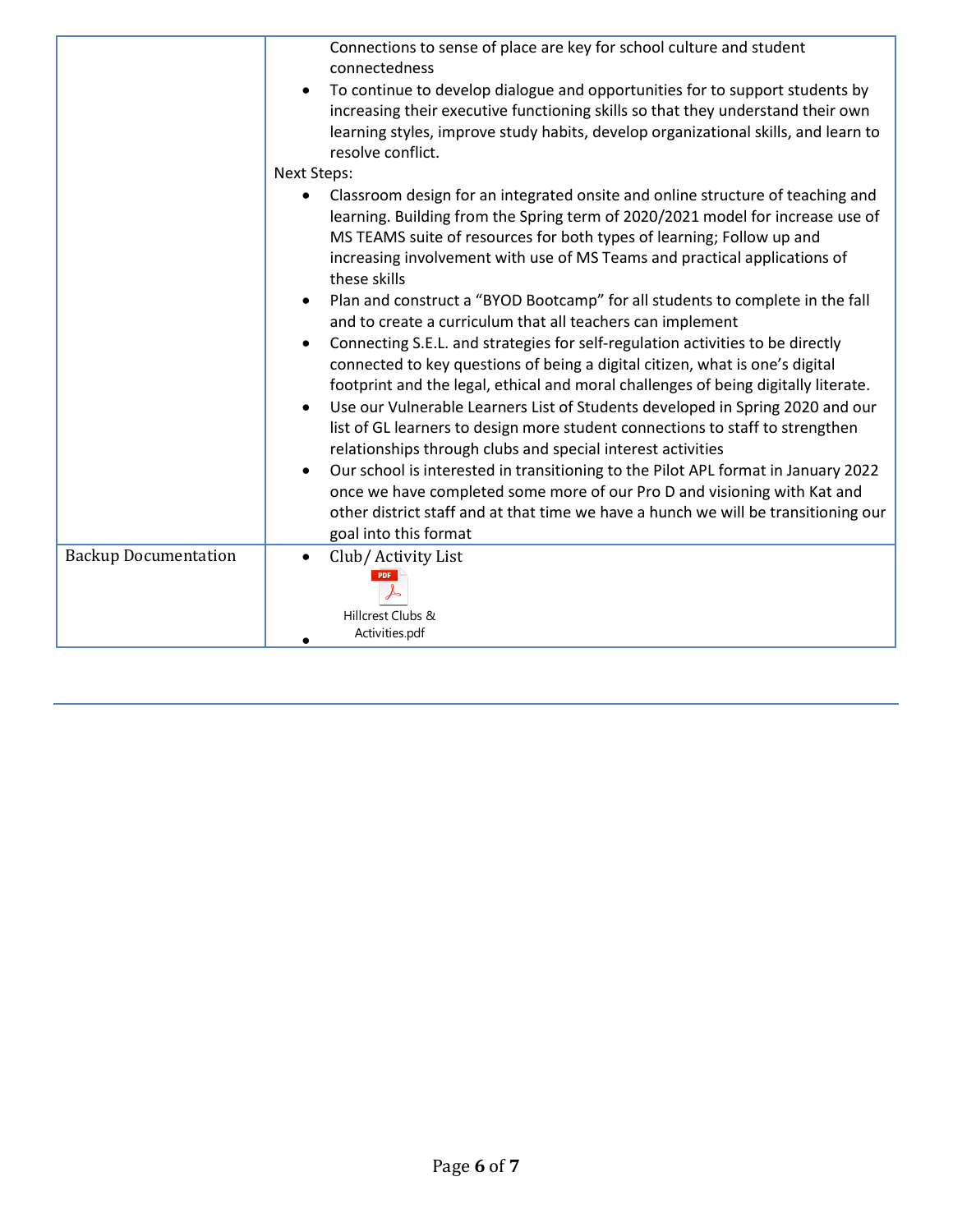| | |
|---|---|
| | Connections to sense of place are key for school culture and student connectedness<br>• To continue to develop dialogue and opportunities for to support students by increasing their executive functioning skills so that they understand their own learning styles, improve study habits, develop organizational skills, and learn to resolve conflict.<br>Next Steps:<br>• Classroom design for an integrated onsite and online structure of teaching and learning. Building from the Spring term of 2020/2021 model for increase use of MS TEAMS suite of resources for both types of learning; Follow up and increasing involvement with use of MS Teams and practical applications of these skills<br>• Plan and construct a "BYOD Bootcamp" for all students to complete in the fall and to create a curriculum that all teachers can implement<br>• Connecting S.E.L. and strategies for self-regulation activities to be directly connected to key questions of being a digital citizen, what is one's digital footprint and the legal, ethical and moral challenges of being digitally literate.<br>• Use our Vulnerable Learners List of Students developed in Spring 2020 and our list of GL learners to design more student connections to staff to strengthen relationships through clubs and special interest activities<br>• Our school is interested in transitioning to the Pilot APL format in January 2022 once we have completed some more of our Pro D and visioning with Kat and other district staff and at that time we have a hunch we will be transitioning our goal into this format |
| Backup Documentation | • Club/ Activity List<br>Hillcrest Clubs & Activities.pdf<br>• |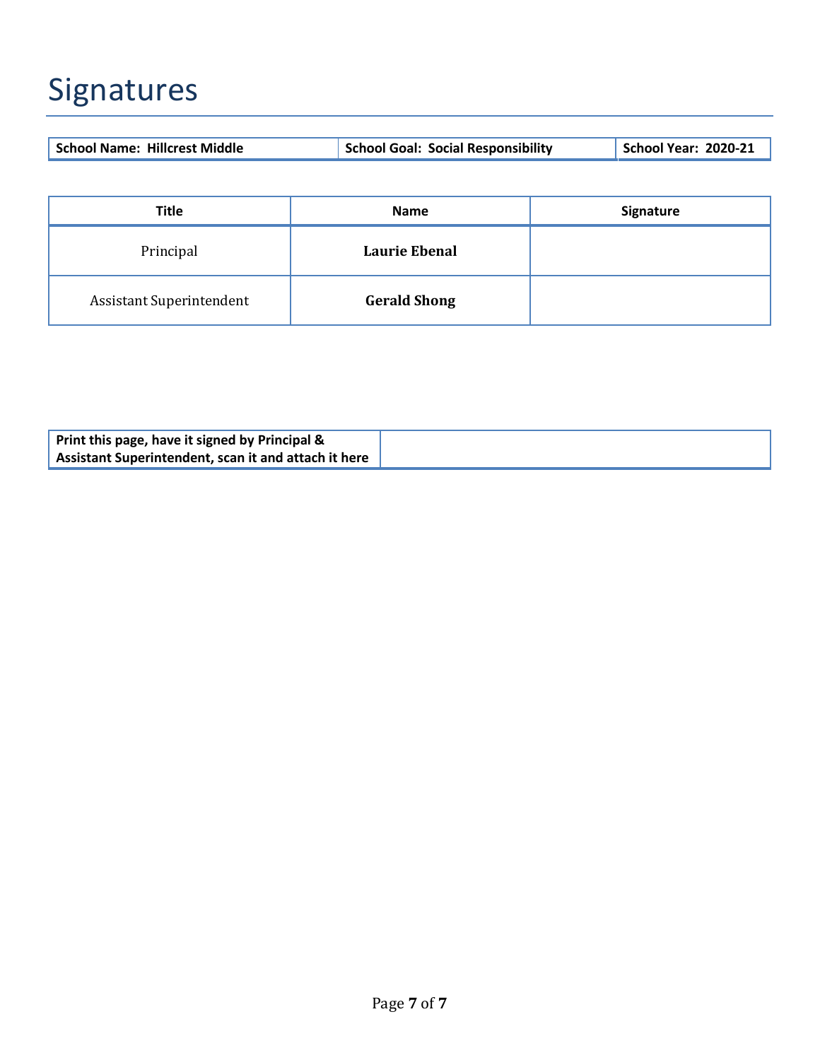# Signatures

| School Name: Hillcrest Middle | School Goal: Social Responsibility | School Year: 2020-21 |
|---|---|---|

| Title | Name | Signature |
|---|---|---|
| Principal | **Laurie Ebenal** | |
| Assistant Superintendent | **Gerald Shong** | |

| Print this page, have it signed by Principal & Assistant Superintendent, scan it and attach it here | |
|---|---|